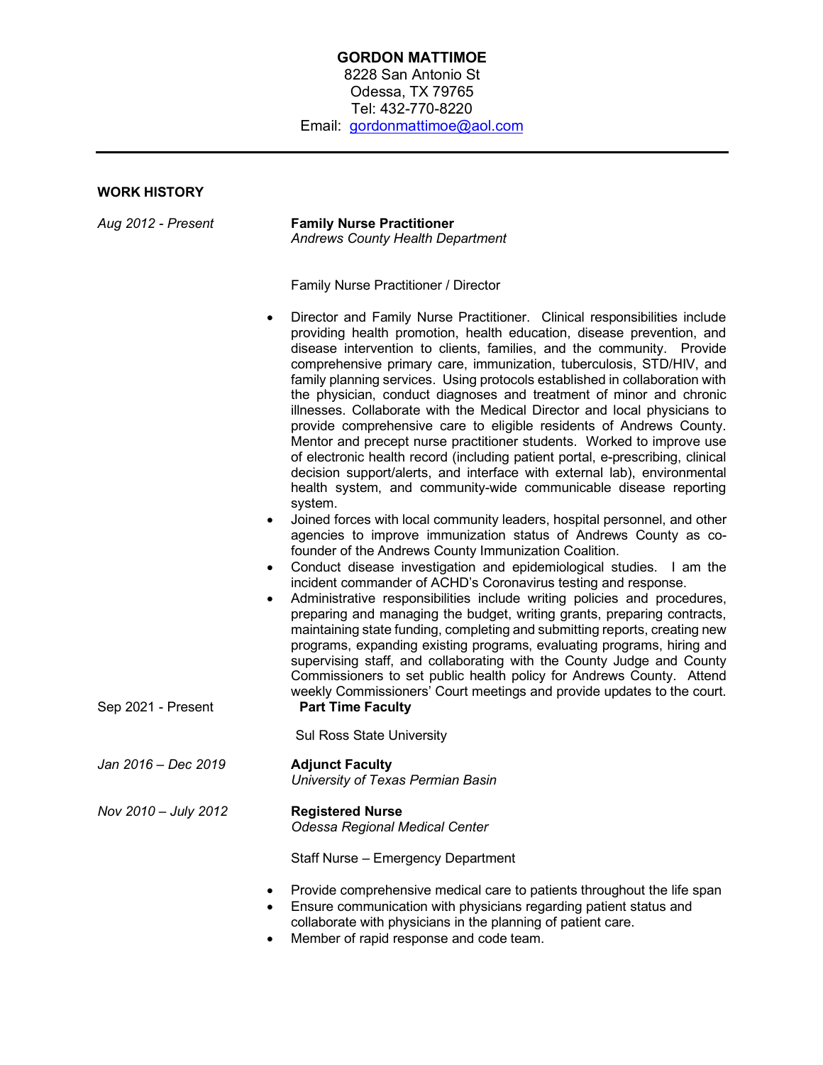# GORDON MATTIMOE

8228 San Antonio St
Odessa, TX 79765
Tel: 432-770-8220
Email: gordonmattimoe@aol.com

---

## WORK HISTORY

*Aug 2012 - Present* — **Family Nurse Practitioner**
*Andrews County Health Department*

Family Nurse Practitioner / Director

- Director and Family Nurse Practitioner. Clinical responsibilities include providing health promotion, health education, disease prevention, and disease intervention to clients, families, and the community. Provide comprehensive primary care, immunization, tuberculosis, STD/HIV, and family planning services. Using protocols established in collaboration with the physician, conduct diagnoses and treatment of minor and chronic illnesses. Collaborate with the Medical Director and local physicians to provide comprehensive care to eligible residents of Andrews County. Mentor and precept nurse practitioner students. Worked to improve use of electronic health record (including patient portal, e-prescribing, clinical decision support/alerts, and interface with external lab), environmental health system, and community-wide communicable disease reporting system.
- Joined forces with local community leaders, hospital personnel, and other agencies to improve immunization status of Andrews County as co-founder of the Andrews County Immunization Coalition.
- Conduct disease investigation and epidemiological studies. I am the incident commander of ACHD's Coronavirus testing and response.
- Administrative responsibilities include writing policies and procedures, preparing and managing the budget, writing grants, preparing contracts, maintaining state funding, completing and submitting reports, creating new programs, expanding existing programs, evaluating programs, hiring and supervising staff, and collaborating with the County Judge and County Commissioners to set public health policy for Andrews County. Attend weekly Commissioners' Court meetings and provide updates to the court.

Sep 2021 - Present — **Part Time Faculty**
Sul Ross State University

*Jan 2016 – Dec 2019* — **Adjunct Faculty**
*University of Texas Permian Basin*

*Nov 2010 – July 2012* — **Registered Nurse**
*Odessa Regional Medical Center*

Staff Nurse – Emergency Department

- Provide comprehensive medical care to patients throughout the life span
- Ensure communication with physicians regarding patient status and collaborate with physicians in the planning of patient care.
- Member of rapid response and code team.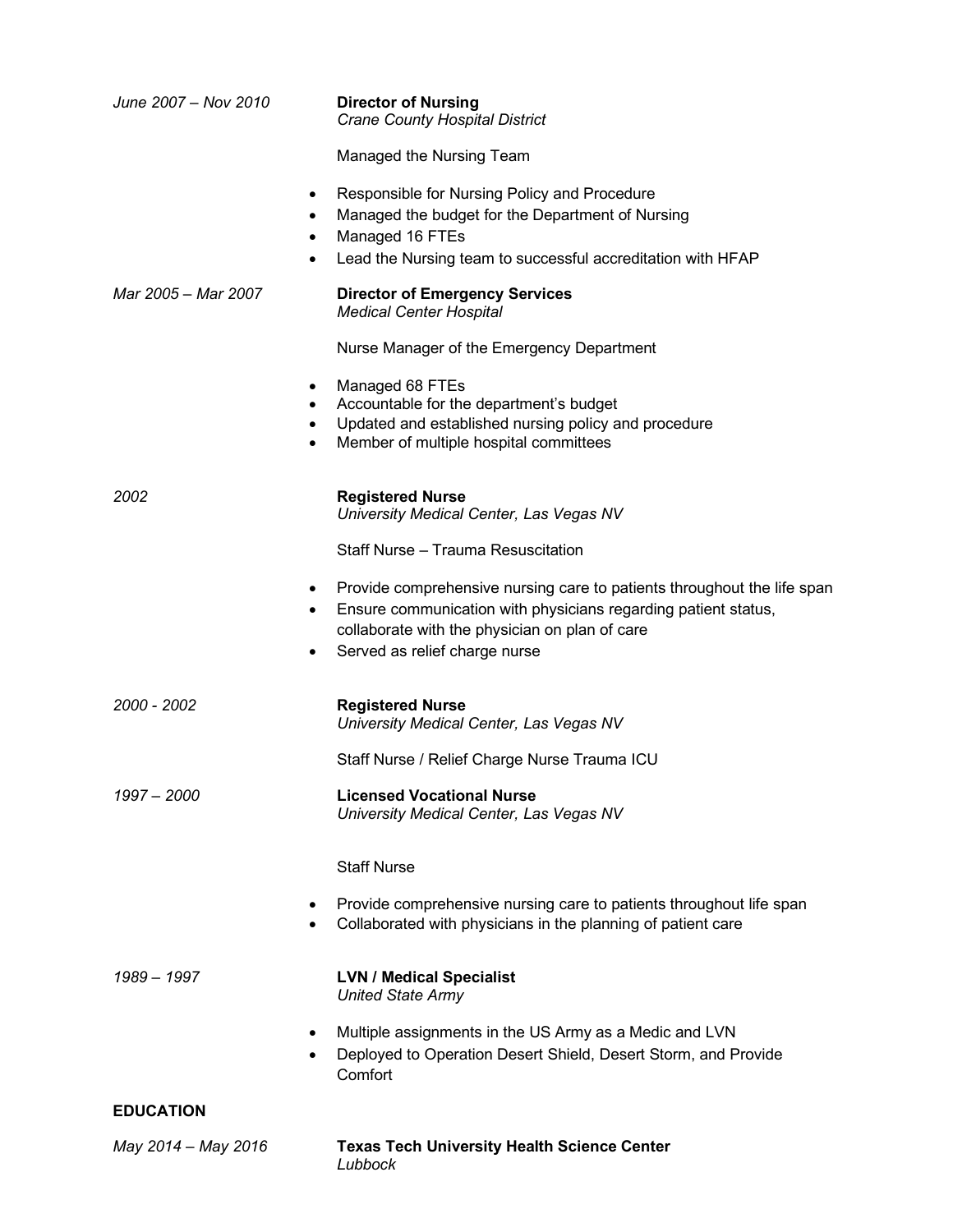*June 2007 – Nov 2010*

**Director of Nursing**
*Crane County Hospital District*

Managed the Nursing Team

- Responsible for Nursing Policy and Procedure
- Managed the budget for the Department of Nursing
- Managed 16 FTEs
- Lead the Nursing team to successful accreditation with HFAP

*Mar 2005 – Mar 2007*

**Director of Emergency Services**
*Medical Center Hospital*

Nurse Manager of the Emergency Department

- Managed 68 FTEs
- Accountable for the department's budget
- Updated and established nursing policy and procedure
- Member of multiple hospital committees

*2002*

**Registered Nurse**
*University Medical Center, Las Vegas NV*

Staff Nurse – Trauma Resuscitation

- Provide comprehensive nursing care to patients throughout the life span
- Ensure communication with physicians regarding patient status, collaborate with the physician on plan of care
- Served as relief charge nurse

*2000 - 2002*

**Registered Nurse**
*University Medical Center, Las Vegas NV*

Staff Nurse / Relief Charge Nurse Trauma ICU

*1997 – 2000*

**Licensed Vocational Nurse**
*University Medical Center, Las Vegas NV*

Staff Nurse

- Provide comprehensive nursing care to patients throughout life span
- Collaborated with physicians in the planning of patient care

*1989 – 1997*

**LVN / Medical Specialist**
*United State Army*

- Multiple assignments in the US Army as a Medic and LVN
- Deployed to Operation Desert Shield, Desert Storm, and Provide Comfort

## EDUCATION

*May 2014 – May 2016*

**Texas Tech University Health Science Center**
*Lubbock*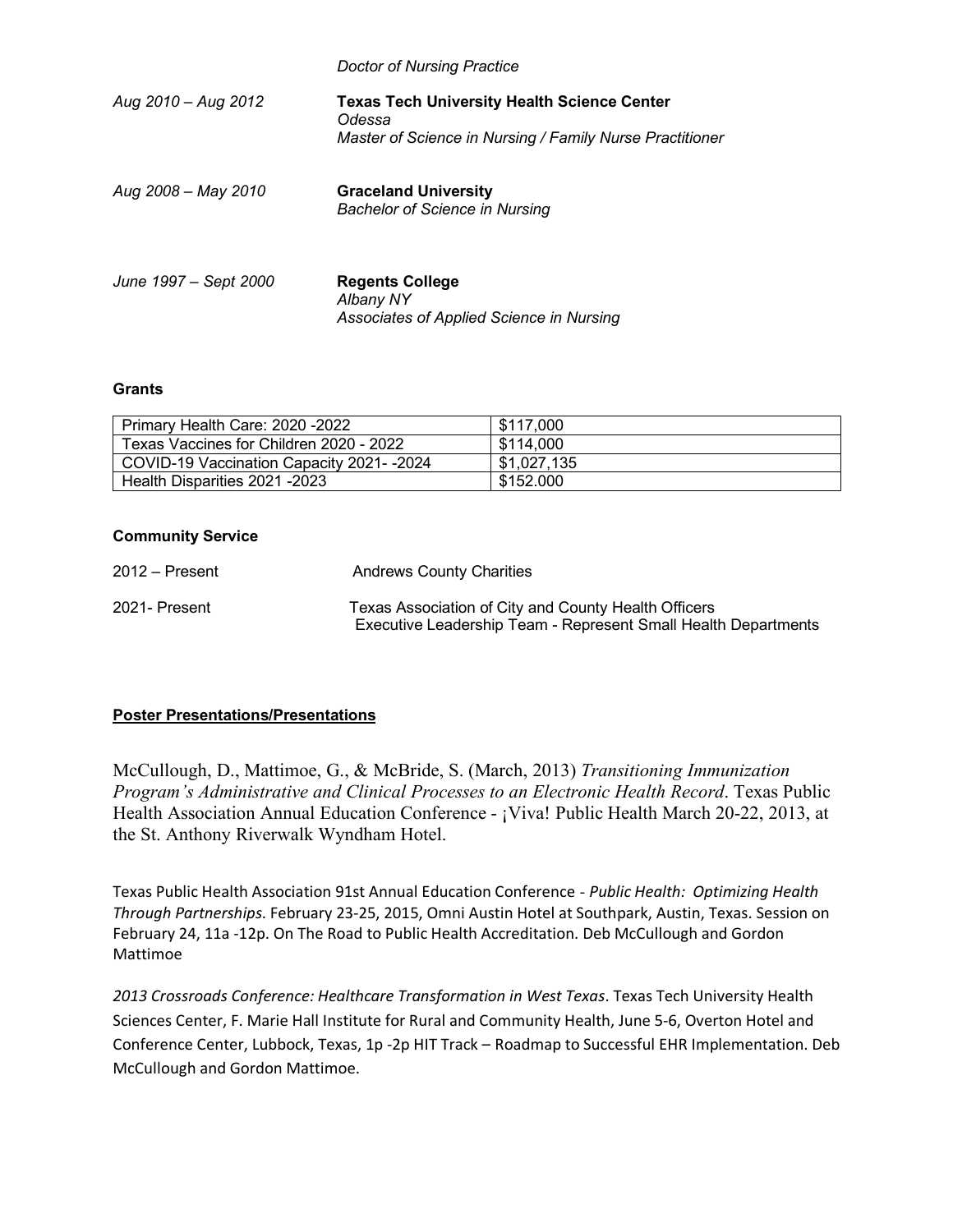*Doctor of Nursing Practice*

*Aug 2010 – Aug 2012* **Texas Tech University Health Science Center**
*Odessa*
*Master of Science in Nursing / Family Nurse Practitioner*

*Aug 2008 – May 2010* **Graceland University**
*Bachelor of Science in Nursing*

*June 1997 – Sept 2000* **Regents College**
*Albany NY*
*Associates of Applied Science in Nursing*

**Grants**

| | |
|---|---|
| Primary Health Care: 2020 -2022 | $117,000 |
| Texas Vaccines for Children 2020 - 2022 | $114,000 |
| COVID-19 Vaccination Capacity 2021- -2024 | $1,027,135 |
| Health Disparities 2021 -2023 | $152.000 |

**Community Service**

2012 – Present Andrews County Charities

2021- Present Texas Association of City and County Health Officers
Executive Leadership Team - Represent Small Health Departments

**Poster Presentations/Presentations**

McCullough, D., Mattimoe, G., & McBride, S. (March, 2013) *Transitioning Immunization Program's Administrative and Clinical Processes to an Electronic Health Record*. Texas Public Health Association Annual Education Conference - ¡Viva! Public Health March 20-22, 2013, at the St. Anthony Riverwalk Wyndham Hotel.

Texas Public Health Association 91st Annual Education Conference - *Public Health: Optimizing Health Through Partnerships.* February 23-25, 2015, Omni Austin Hotel at Southpark, Austin, Texas. Session on February 24, 11a -12p. On The Road to Public Health Accreditation. Deb McCullough and Gordon Mattimoe

*2013 Crossroads Conference: Healthcare Transformation in West Texas*. Texas Tech University Health Sciences Center, F. Marie Hall Institute for Rural and Community Health, June 5-6, Overton Hotel and Conference Center, Lubbock, Texas, 1p -2p HIT Track – Roadmap to Successful EHR Implementation. Deb McCullough and Gordon Mattimoe.